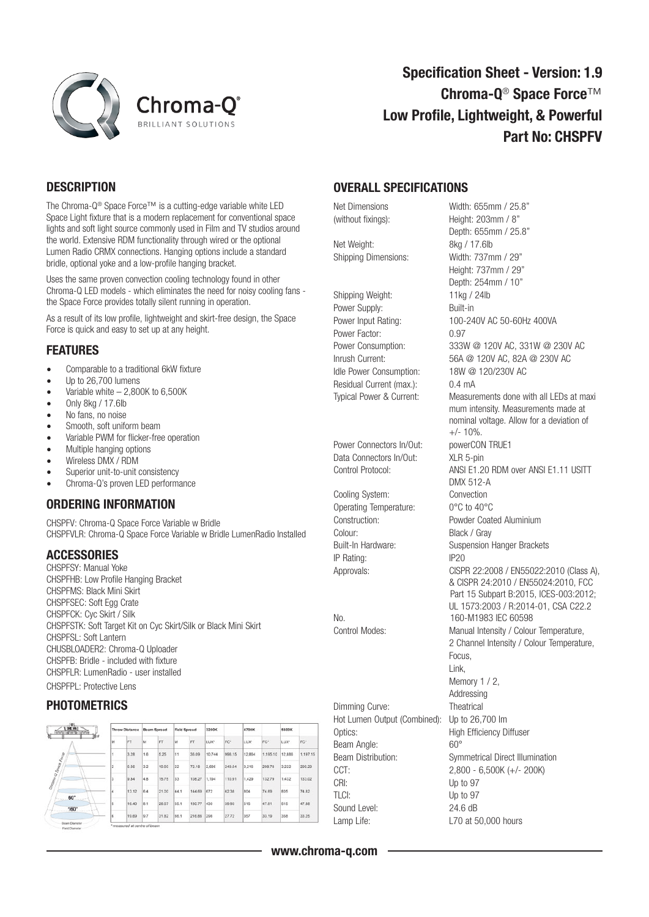# Specification Sheet - Version: 1.9
## Chroma-Q® Space Force™
## Low Profile, Lightweight, & Powerful
## Part No: CHSPFV

## DESCRIPTION

The Chroma-Q® Space Force™ is a cutting-edge variable white LED Space Light fixture that is a modern replacement for conventional space lights and soft light source commonly used in Film and TV studios around the world. Extensive RDM functionality through wired or the optional Lumen Radio CRMX connections. Hanging options include a standard bridle, optional yoke and a low-profile hanging bracket.

Uses the same proven convection cooling technology found in other Chroma-Q LED models - which eliminates the need for noisy cooling fans - the Space Force provides totally silent running in operation.

As a result of its low profile, lightweight and skirt-free design, the Space Force is quick and easy to set up at any height.

## FEATURES

- Comparable to a traditional 6kW fixture
- Up to 26,700 lumens
- Variable white – 2,800K to 6,500K
- Only 8kg / 17.6lb
- No fans, no noise
- Smooth, soft uniform beam
- Variable PWM for flicker-free operation
- Multiple hanging options
- Wireless DMX / RDM
- Superior unit-to-unit consistency
- Chroma-Q's proven LED performance

## ORDERING INFORMATION

CHSPFV: Chroma-Q Space Force Variable w Bridle
CHSPFVLR: Chroma-Q Space Force Variable w Bridle LumenRadio Installed

## ACCESSORIES

CHSPFSY: Manual Yoke
CHSPFHB: Low Profile Hanging Bracket
CHSPFMS: Black Mini Skirt
CHSPFSEC: Soft Egg Crate
CHSPFCK: Cyc Skirt / Silk
CHSPFSTK: Soft Target Kit on Cyc Skirt/Silk or Black Mini Skirt
CHSPFSL: Soft Lantern
CHUSBLOADER2: Chroma-Q Uploader
CHSPFB: Bridle - included with fixture
CHSPFLR: LumenRadio - user installed
CHSPFPL: Protective Lens

## PHOTOMETRICS

| Throw Distance | | Beam Spread | | Field Spread | | 3200K | | 4700K | | 6500K | |
|---|---|---|---|---|---|---|---|---|---|---|---|
| M | FT | M | FT | M | FT | LUX* | FC* | LUX* | FC* | LUX* | FC* |
| 1 | 3.28 | 1.6 | 5.25 | 11 | 36.09 | 10,744 | 998.15 | 12,854 | 1,195.10 | 12,888 | 1,197.15 |
| 2 | 6.56 | 3.2 | 10.50 | 22 | 72.18 | 2,686 | 249.54 | 3,216 | 298.78 | 3,222 | 299.29 |
| 3 | 9.84 | 4.8 | 15.75 | 33 | 108.27 | 1,194 | 110.91 | 1,429 | 132.79 | 1,432 | 133.02 |
| 4 | 13.12 | 6.4 | 21.00 | 44.1 | 144.69 | 672 | 62.38 | 804 | 74.69 | 805 | 74.82 |
| 5 | 16.40 | 8.1 | 26.57 | 55.1 | 180.77 | 430 | 39.93 | 515 | 47.81 | 515 | 47.88 |
| 6 | 19.69 | 9.7 | 31.82 | 66.1 | 216.86 | 298 | 27.72 | 357 | 33.19 | 358 | 33.25 |

*measured at centre of beam

## OVERALL SPECIFICATIONS

| | |
|---|---|
| Net Dimensions (without fixings): | Width: 655mm / 25.8"<br>Height: 203mm / 8"<br>Depth: 655mm / 25.8" |
| Net Weight: | 8kg / 17.6lb |
| Shipping Dimensions: | Width: 737mm / 29"<br>Height: 737mm / 29"<br>Depth: 254mm / 10" |
| Shipping Weight: | 11kg / 24lb |
| Power Supply: | Built-in |
| Power Input Rating: | 100-240V AC 50-60Hz 400VA |
| Power Factor: | 0.97 |
| Power Consumption: | 333W @ 120V AC, 331W @ 230V AC |
| Inrush Current: | 56A @ 120V AC, 82A @ 230V AC |
| Idle Power Consumption: | 18W @ 120/230V AC |
| Residual Current (max.): | 0.4 mA |
| Typical Power & Current: | Measurements done with all LEDs at maximum intensity. Measurements made at nominal voltage. Allow for a deviation of +/- 10%. |
| Power Connectors In/Out: | powerCON TRUE1 |
| Data Connectors In/Out: | XLR 5-pin |
| Control Protocol: | ANSI E1.20 RDM over ANSI E1.11 USITT DMX 512-A |
| Cooling System: | Convection |
| Operating Temperature: | 0°C to 40°C |
| Construction: | Powder Coated Aluminium |
| Colour: | Black / Gray |
| Built-In Hardware: | Suspension Hanger Brackets |
| IP Rating: | IP20 |
| Approvals: | CISPR 22:2008 / EN55022:2010 (Class A), & CISPR 24:2010 / EN55024:2010, FCC Part 15 Subpart B:2015, ICES-003:2012; UL 1573:2003 / R:2014-01, CSA C22.2 No. 160-M1983 IEC 60598 |
| Control Modes: | Manual Intensity / Colour Temperature,<br>2 Channel Intensity / Colour Temperature,<br>Focus,<br>Link,<br>Memory 1 / 2,<br>Addressing |
| Dimming Curve: | Theatrical |
| Hot Lumen Output (Combined): | Up to 26,700 lm |
| Optics: | High Efficiency Diffuser |
| Beam Angle: | 60° |
| Beam Distribution: | Symmetrical Direct Illumination |
| CCT: | 2,800 - 6,500K (+/- 200K) |
| CRI: | Up to 97 |
| TLCI: | Up to 97 |
| Sound Level: | 24.6 dB |
| Lamp Life: | L70 at 50,000 hours |

www.chroma-q.com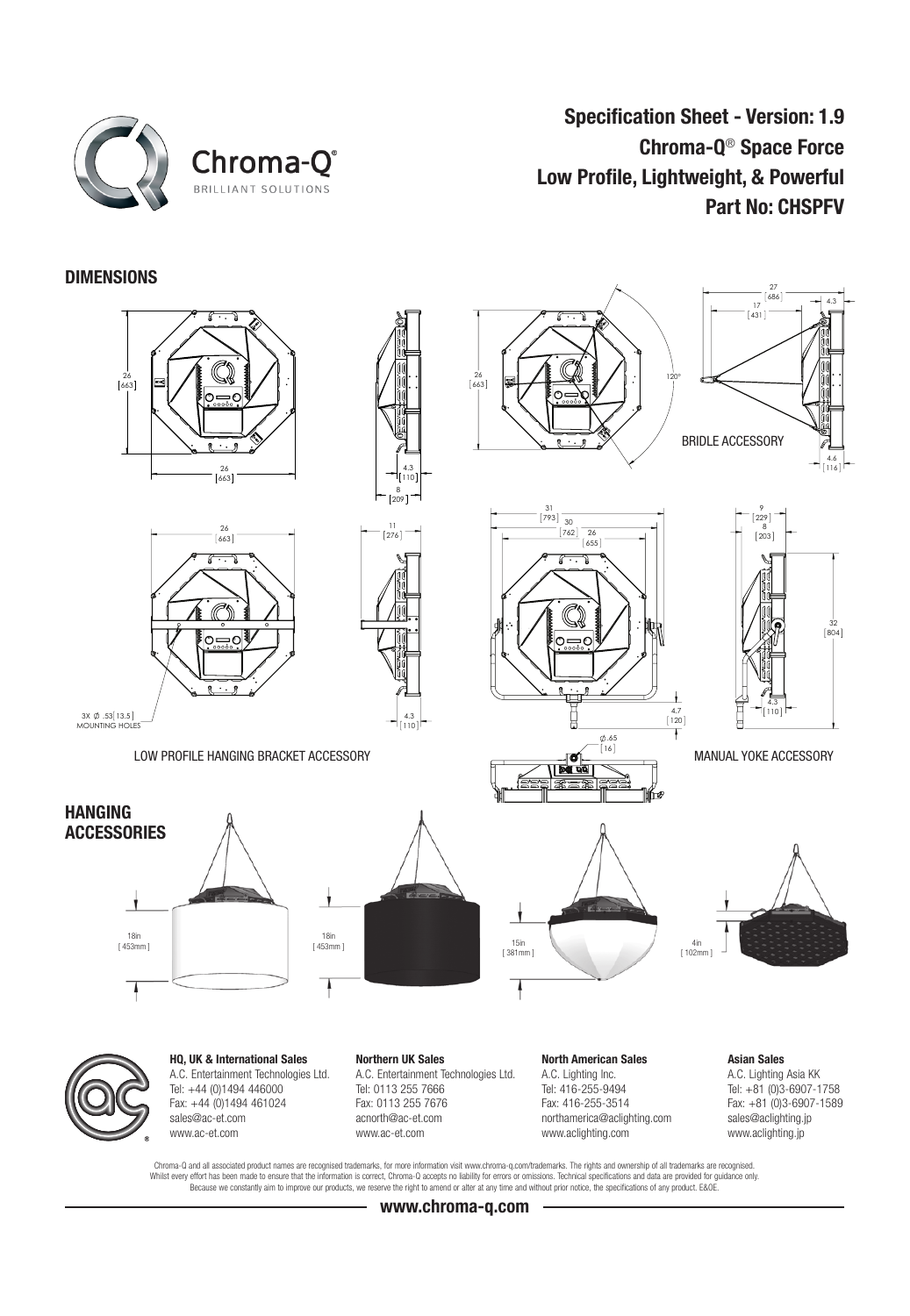# Specification Sheet - Version: 1.9

## Chroma-Q® Space Force

## Low Profile, Lightweight, & Powerful

## Part No: CHSPFV

## DIMENSIONS

26
[663]

26
[663]

4.3
[110]

8
[209]

26
[663]

120°

27
[686]

17
[431]

4.3

BRIDLE ACCESSORY

4.6
[116]

26
[663]

11
[276]

3X Ø .53[13.5]
MOUNTING HOLES

4.3
[110]

LOW PROFILE HANGING BRACKET ACCESSORY

31
[793]

30
[762]

26
[655]

4.7
[120]

Ø.65
[16]

9
[229]

8
[203]

32
[804]

4.3
[110]

MANUAL YOKE ACCESSORY

## HANGING ACCESSORIES

18in
[453mm]

18in
[453mm]

15in
[381mm]

4in
[102mm]

**HQ, UK & International Sales**
A.C. Entertainment Technologies Ltd.
Tel: +44 (0)1494 446000
Fax: +44 (0)1494 461024
sales@ac-et.com
www.ac-et.com

**Northern UK Sales**
A.C. Entertainment Technologies Ltd.
Tel: 0113 255 7666
Fax: 0113 255 7676
acnorth@ac-et.com
www.ac-et.com

**North American Sales**
A.C. Lighting Inc.
Tel: 416-255-9494
Fax: 416-255-3514
northamerica@aclighting.com
www.aclighting.com

**Asian Sales**
A.C. Lighting Asia KK
Tel: +81 (0)3-6907-1758
Fax: +81 (0)3-6907-1589
sales@aclighting.jp
www.aclighting.jp

Chroma-Q and all associated product names are recognised trademarks, for more information visit www.chroma-q.com/trademarks. The rights and ownership of all trademarks are recognised. Whilst every effort has been made to ensure that the information is correct, Chroma-Q accepts no liability for errors or omissions. Technical specifications and data are provided for guidance only. Because we constantly aim to improve our products, we reserve the right to amend or alter at any time and without prior notice, the specifications of any product. E&OE.

**www.chroma-q.com**